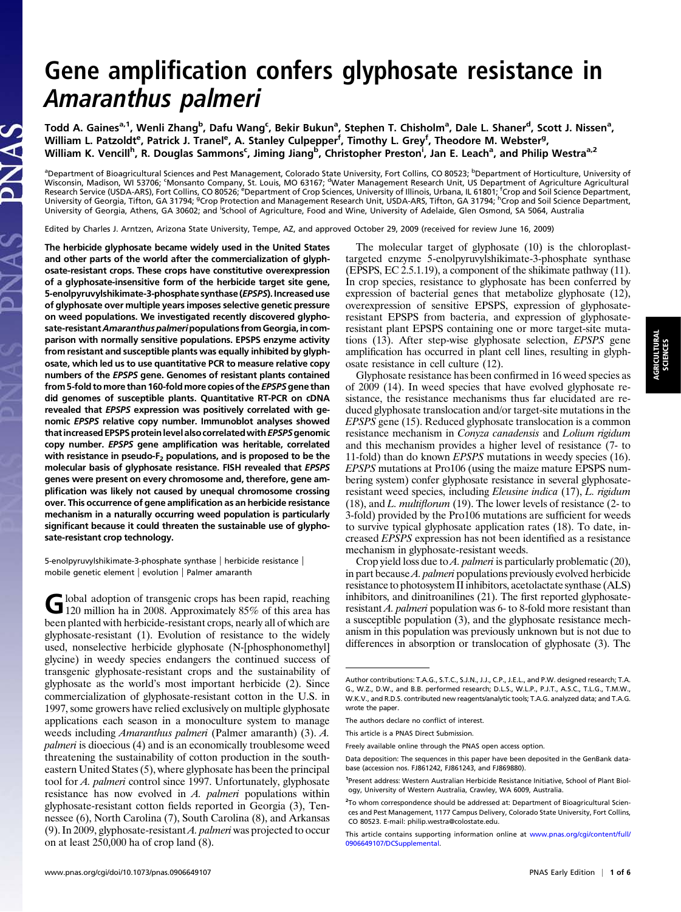# Gene amplification confers glyphosate resistance in *Amaranthus palmeri*

Todd A. Gaines[a,1], Wenli Zhang[b], Dafu Wang[c], Bekir Bukun[a], Stephen T. Chisholm[a], Dale L. Shaner[d], Scott J. Nissen[a], William L. Patzoldt[e], Patrick J. Tranel[e], A. Stanley Culpepper[f], Timothy L. Grey[f], Theodore M. Webster[g], William K. Vencill[h], R. Douglas Sammons[c], Jiming Jiang[b], Christopher Preston[i], Jan E. Leach[a], and Philip Westra[a,2]

[a]Department of Bioagricultural Sciences and Pest Management, Colorado State University, Fort Collins, CO 80523; [b]Department of Horticulture, University of Wisconsin, Madison, WI 53706; [c]Monsanto Company, St. Louis, MO 63167; [d]Water Management Research Unit, US Department of Agriculture Agricultural Research Service (USDA-ARS), Fort Collins, CO 80526; [e]Department of Crop Sciences, University of Illinois, Urbana, IL 61801; [f]Crop and Soil Science Department, University of Georgia, Tifton, GA 31794; [g]Crop Protection and Management Research Unit, USDA-ARS, Tifton, GA 31794; [h]Crop and Soil Science Department, University of Georgia, Athens, GA 30602; and [i]School of Agriculture, Food and Wine, University of Adelaide, Glen Osmond, SA 5064, Australia

Edited by Charles J. Arntzen, Arizona State University, Tempe, AZ, and approved October 29, 2009 (received for review June 16, 2009)

**The herbicide glyphosate became widely used in the United States and other parts of the world after the commercialization of glyphosate-resistant crops. These crops have constitutive overexpression of a glyphosate-insensitive form of the herbicide target site gene, 5-enolpyruvylshikimate-3-phosphate synthase (*EPSPS*). Increased use of glyphosate over multiple years imposes selective genetic pressure on weed populations. We investigated recently discovered glyphosate-resistant *Amaranthus palmeri* populations from Georgia, in comparison with normally sensitive populations. EPSPS enzyme activity from resistant and susceptible plants was equally inhibited by glyphosate, which led us to use quantitative PCR to measure relative copy numbers of the *EPSPS* gene. Genomes of resistant plants contained from 5-fold to more than 160-fold more copies of the *EPSPS* gene than did genomes of susceptible plants. Quantitative RT-PCR on cDNA revealed that *EPSPS* expression was positively correlated with genomic *EPSPS* relative copy number. Immunoblot analyses showed that increased EPSPS protein level also correlated with *EPSPS* genomic copy number. *EPSPS* gene amplification was heritable, correlated with resistance in pseudo-$F_2$ populations, and is proposed to be the molecular basis of glyphosate resistance. FISH revealed that *EPSPS* genes were present on every chromosome and, therefore, gene amplification was likely not caused by unequal chromosome crossing over. This occurrence of gene amplification as an herbicide resistance mechanism in a naturally occurring weed population is particularly significant because it could threaten the sustainable use of glyphosate-resistant crop technology.**

5-enolpyruvylshikimate-3-phosphate synthase | herbicide resistance | mobile genetic element | evolution | Palmer amaranth

Global adoption of transgenic crops has been rapid, reaching 120 million ha in 2008. Approximately 85% of this area has been planted with herbicide-resistant crops, nearly all of which are glyphosate-resistant (1). Evolution of resistance to the widely used, nonselective herbicide glyphosate (N-[phosphonomethyl] glycine) in weedy species endangers the continued success of transgenic glyphosate-resistant crops and the sustainability of glyphosate as the world's most important herbicide (2). Since commercialization of glyphosate-resistant cotton in the U.S. in 1997, some growers have relied exclusively on multiple glyphosate applications each season in a monoculture system to manage weeds including *Amaranthus palmeri* (Palmer amaranth) (3). *A. palmeri* is dioecious (4) and is an economically troublesome weed threatening the sustainability of cotton production in the southeastern United States (5), where glyphosate has been the principal tool for *A. palmeri* control since 1997. Unfortunately, glyphosate resistance has now evolved in *A. palmeri* populations within glyphosate-resistant cotton fields reported in Georgia (3), Tennessee (6), North Carolina (7), South Carolina (8), and Arkansas (9). In 2009, glyphosate-resistant *A. palmeri* was projected to occur on at least 250,000 ha of crop land (8).

The molecular target of glyphosate (10) is the chloroplast-targeted enzyme 5-enolpyruvylshikimate-3-phosphate synthase (EPSPS, EC 2.5.1.19), a component of the shikimate pathway (11). In crop species, resistance to glyphosate has been conferred by expression of bacterial genes that metabolize glyphosate (12), overexpression of sensitive EPSPS, expression of glyphosate-resistant EPSPS from bacteria, and expression of glyphosate-resistant plant EPSPS containing one or more target-site mutations (13). After step-wise glyphosate selection, *EPSPS* gene amplification has occurred in plant cell lines, resulting in glyphosate resistance in cell culture (12).

Glyphosate resistance has been confirmed in 16 weed species as of 2009 (14). In weed species that have evolved glyphosate resistance, the resistance mechanisms thus far elucidated are reduced glyphosate translocation and/or target-site mutations in the *EPSPS* gene (15). Reduced glyphosate translocation is a common resistance mechanism in *Conyza canadensis* and *Lolium rigidum* and this mechanism provides a higher level of resistance (7- to 11-fold) than do known *EPSPS* mutations in weedy species (16). *EPSPS* mutations at Pro106 (using the maize mature EPSPS numbering system) confer glyphosate resistance in several glyphosate-resistant weed species, including *Eleusine indica* (17), *L. rigidum* (18), and *L. multiflorum* (19). The lower levels of resistance (2- to 3-fold) provided by the Pro106 mutations are sufficient for weeds to survive typical glyphosate application rates (18). To date, increased *EPSPS* expression has not been identified as a resistance mechanism in glyphosate-resistant weeds.

Crop yield loss due to *A. palmeri* is particularly problematic (20), in part because *A. palmeri* populations previously evolved herbicide resistance to photosystem II inhibitors, acetolactate synthase (ALS) inhibitors, and dinitroanilines (21). The first reported glyphosate-resistant *A. palmeri* population was 6- to 8-fold more resistant than a susceptible population (3), and the glyphosate resistance mechanism in this population was previously unknown but is not due to differences in absorption or translocation of glyphosate (3). The

---

Author contributions: T.A.G., S.T.C., S.J.N., J.J., C.P., J.E.L., and P.W. designed research; T.A.G., W.Z., D.W., and B.B. performed research; D.L.S., W.L.P., P.J.T., A.S.C., T.L.G., T.M.W., W.K.V., and R.D.S. contributed new reagents/analytic tools; T.A.G. analyzed data; and T.A.G. wrote the paper.

The authors declare no conflict of interest.

This article is a PNAS Direct Submission.

Freely available online through the PNAS open access option.

Data deposition: The sequences in this paper have been deposited in the GenBank database (accession nos. FJ861242, FJ861243, and FJ869880).

[1]Present address: Western Australian Herbicide Resistance Initiative, School of Plant Biology, University of Western Australia, Crawley, WA 6009, Australia.

[2]To whom correspondence should be addressed at: Department of Bioagricultural Sciences and Pest Management, 1177 Campus Delivery, Colorado State University, Fort Collins, CO 80523. E-mail: philip.westra@colostate.edu.

This article contains supporting information online at www.pnas.org/cgi/content/full/0906649107/DCSupplemental.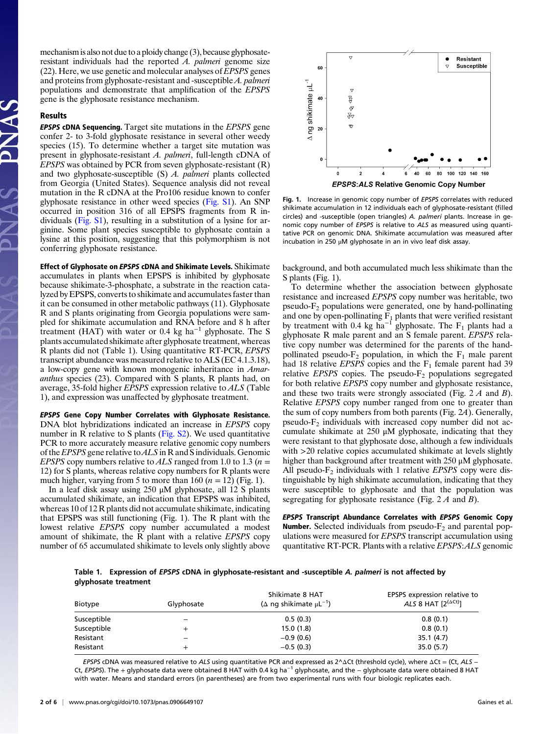mechanism is also not due to a ploidy change (3), because glyphosate-resistant individuals had the reported *A. palmeri* genome size (22). Here, we use genetic and molecular analyses of *EPSPS* genes and proteins from glyphosate-resistant and -susceptible *A. palmeri* populations and demonstrate that amplification of the *EPSPS* gene is the glyphosate resistance mechanism.

## Results

***EPSPS* cDNA Sequencing.** Target site mutations in the *EPSPS* gene confer 2- to 3-fold glyphosate resistance in several other weedy species (15). To determine whether a target site mutation was present in glyphosate-resistant *A. palmeri*, full-length cDNA of *EPSPS* was obtained by PCR from seven glyphosate-resistant (R) and two glyphosate-susceptible (S) *A. palmeri* plants collected from Georgia (United States). Sequence analysis did not reveal mutation in the R cDNA at the Pro106 residue known to confer glyphosate resistance in other weed species (Fig. S1). An SNP occurred in position 316 of all EPSPS fragments from R individuals (Fig. S1), resulting in a substitution of a lysine for arginine. Some plant species susceptible to glyphosate contain a lysine at this position, suggesting that this polymorphism is not conferring glyphosate resistance.

**Effect of Glyphosate on *EPSPS* cDNA and Shikimate Levels.** Shikimate accumulates in plants when EPSPS is inhibited by glyphosate because shikimate-3-phosphate, a substrate in the reaction catalyzed by EPSPS, converts to shikimate and accumulates faster than it can be consumed in other metabolic pathways (11). Glyphosate R and S plants originating from Georgia populations were sampled for shikimate accumulation and RNA before and 8 h after treatment (HAT) with water or 0.4 kg ha$^{-1}$ glyphosate. The S plants accumulated shikimate after glyphosate treatment, whereas R plants did not (Table 1). Using quantitative RT-PCR, *EPSPS* transcript abundance was measured relative to ALS (EC 4.1.3.18), a low-copy gene with known monogenic inheritance in *Amaranthus* species (23). Compared with S plants, R plants had, on average, 35-fold higher *EPSPS* expression relative to *ALS* (Table 1), and expression was unaffected by glyphosate treatment.

***EPSPS* Gene Copy Number Correlates with Glyphosate Resistance.** DNA blot hybridizations indicated an increase in *EPSPS* copy number in R relative to S plants (Fig. S2). We used quantitative PCR to more accurately measure relative genomic copy numbers of the *EPSPS* gene relative to *ALS* in R and S individuals. Genomic *EPSPS* copy numbers relative to *ALS* ranged from 1.0 to 1.3 ($n$ = 12) for S plants, whereas relative copy numbers for R plants were much higher, varying from 5 to more than 160 ($n$ = 12) (Fig. 1).

In a leaf disk assay using 250 μM glyphosate, all 12 S plants accumulated shikimate, an indication that EPSPS was inhibited, whereas 10 of 12 R plants did not accumulate shikimate, indicating that EPSPS was still functioning (Fig. 1). The R plant with the lowest relative *EPSPS* copy number accumulated a modest amount of shikimate, the R plant with a relative *EPSPS* copy number of 65 accumulated shikimate to levels only slightly above background, and both accumulated much less shikimate than the S plants (Fig. 1).

**Fig. 1.** Increase in genomic copy number of *EPSPS* correlates with reduced shikimate accumulation in 12 individuals each of glyphosate-resistant (filled circles) and -susceptible (open triangles) *A. palmeri* plants. Increase in genomic copy number of *EPSPS* is relative to *ALS* as measured using quantitative PCR on genomic DNA. Shikimate accumulation was measured after incubation in 250 μM glyphosate in an in vivo leaf disk assay.

To determine whether the association between glyphosate resistance and increased *EPSPS* copy number was heritable, two pseudo-$F_2$ populations were generated, one by hand-pollinating and one by open-pollinating $F_1$ plants that were verified resistant by treatment with 0.4 kg ha$^{-1}$ glyphosate. The $F_1$ plants had a glyphosate R male parent and an S female parent. *EPSPS* relative copy number was determined for the parents of the hand-pollinated pseudo-$F_2$ population, in which the $F_1$ male parent had 18 relative *EPSPS* copies and the $F_1$ female parent had 39 relative *EPSPS* copies. The pseudo-$F_2$ populations segregated for both relative *EPSPS* copy number and glyphosate resistance, and these two traits were strongly associated (Fig. 2 *A* and *B*). Relative *EPSPS* copy number ranged from one to greater than the sum of copy numbers from both parents (Fig. 2*A*). Generally, pseudo-$F_2$ individuals with increased copy number did not accumulate shikimate at 250 μM glyphosate, indicating that they were resistant to that glyphosate dose, although a few individuals with >20 relative copies accumulated shikimate at levels slightly higher than background after treatment with 250 μM glyphosate. All pseudo-$F_2$ individuals with 1 relative *EPSPS* copy were distinguishable by high shikimate accumulation, indicating that they were susceptible to glyphosate and that the population was segregating for glyphosate resistance (Fig. 2 *A* and *B*).

***EPSPS* Transcript Abundance Correlates with *EPSPS* Genomic Copy Number.** Selected individuals from pseudo-$F_2$ and parental populations were measured for *EPSPS* transcript accumulation using quantitative RT-PCR. Plants with a relative *EPSPS*:*ALS* genomic

**Table 1. Expression of *EPSPS* cDNA in glyphosate-resistant and -susceptible *A. palmeri* is not affected by glyphosate treatment**

| Biotype | Glyphosate | Shikimate 8 HAT (Δ ng shikimate μL$^{-1}$) | EPSPS expression relative to *ALS* 8 HAT [$2^{(\Delta Ct)}$] |
|---|---|---|---|
| Susceptible | − | 0.5 (0.3) | 0.8 (0.1) |
| Susceptible | + | 15.0 (1.8) | 0.8 (0.1) |
| Resistant | − | −0.9 (0.6) | 35.1 (4.7) |
| Resistant | + | −0.5 (0.3) | 35.0 (5.7) |

*EPSPS* cDNA was measured relative to *ALS* using quantitative PCR and expressed as 2^ΔCt (threshold cycle), where ΔCt = (Ct, *ALS* − Ct, *EPSPS*). The + glyphosate data were obtained 8 HAT with 0.4 kg ha$^{-1}$ glyphosate, and the − glyphosate data were obtained 8 HAT with water. Means and standard errors (in parentheses) are from two experimental runs with four biologic replicates each.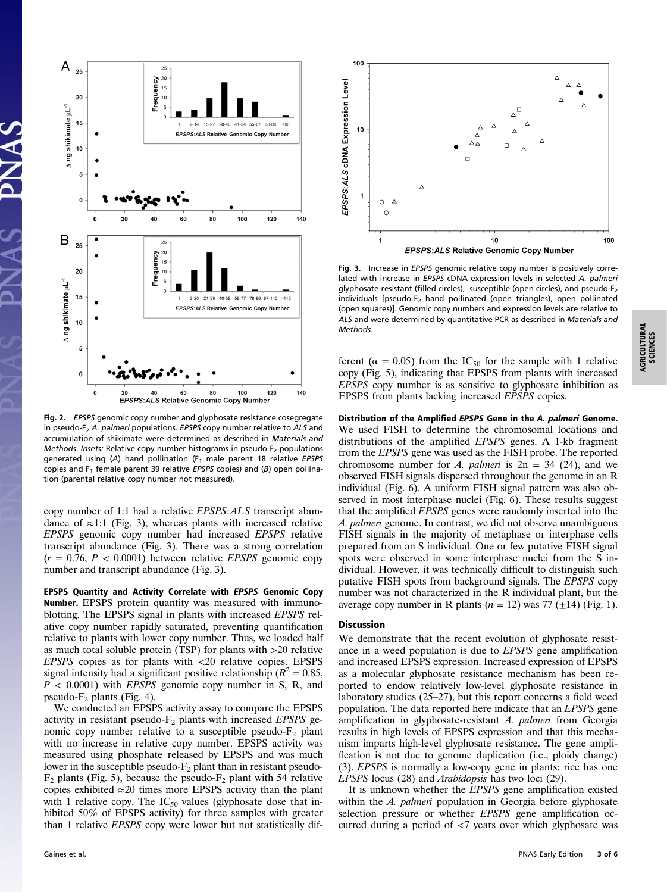Fig. 2. *EPSPS* genomic copy number and glyphosate resistance cosegregate in pseudo-$F_2$ *A. palmeri* populations. *EPSPS* copy number relative to *ALS* and accumulation of shikimate were determined as described in *Materials and Methods*. *Insets:* Relative copy number histograms in pseudo-$F_2$ populations generated using (*A*) hand pollination ($F_1$ male parent 18 relative *EPSPS* copies and $F_1$ female parent 39 relative *EPSPS* copies) and (*B*) open pollination (parental relative copy number not measured).

Fig. 3. Increase in *EPSPS* genomic relative copy number is positively correlated with increase in *EPSPS* cDNA expression levels in selected *A. palmeri* glyphosate-resistant (filled circles), -susceptible (open circles), and pseudo-$F_2$ individuals [pseudo-$F_2$ hand pollinated (open triangles), open pollinated (open squares)]. Genomic copy numbers and expression levels are relative to *ALS* and were determined by quantitative PCR as described in *Materials and Methods*.

copy number of 1:1 had a relative *EPSPS*:*ALS* transcript abundance of ≈1:1 (Fig. 3), whereas plants with increased relative *EPSPS* genomic copy number had increased *EPSPS* relative transcript abundance (Fig. 3). There was a strong correlation ($r = 0.76$, $P < 0.0001$) between relative *EPSPS* genomic copy number and transcript abundance (Fig. 3).

**EPSPS Quantity and Activity Correlate with *EPSPS* Genomic Copy Number.** EPSPS protein quantity was measured with immunoblotting. The EPSPS signal in plants with increased *EPSPS* relative copy number rapidly saturated, preventing quantification relative to plants with lower copy number. Thus, we loaded half as much total soluble protein (TSP) for plants with >20 relative *EPSPS* copies as for plants with <20 relative copies. EPSPS signal intensity had a significant positive relationship ($R^2 = 0.85$, $P < 0.0001$) with *EPSPS* genomic copy number in S, R, and pseudo-$F_2$ plants (Fig. 4).

We conducted an EPSPS activity assay to compare the EPSPS activity in resistant pseudo-$F_2$ plants with increased *EPSPS* genomic copy number relative to a susceptible pseudo-$F_2$ plant with no increase in relative copy number. EPSPS activity was measured using phosphate released by EPSPS and was much lower in the susceptible pseudo-$F_2$ plant than in resistant pseudo-$F_2$ plants (Fig. 5), because the pseudo-$F_2$ plant with 54 relative copies exhibited ≈20 times more EPSPS activity than the plant with 1 relative copy. The $IC_{50}$ values (glyphosate dose that inhibited 50% of EPSPS activity) for three samples with greater than 1 relative *EPSPS* copy number were lower but not statistically different ($\alpha = 0.05$) from the $IC_{50}$ for the sample with 1 relative copy (Fig. 5), indicating that EPSPS from plants with increased *EPSPS* copy number is as sensitive to glyphosate inhibition as EPSPS from plants lacking increased *EPSPS* copies.

**Distribution of the Amplified *EPSPS* Gene in the *A. palmeri* Genome.** We used FISH to determine the chromosomal locations and distributions of the amplified *EPSPS* genes. A 1-kb fragment from the *EPSPS* gene was used as the FISH probe. The reported chromosome number for *A. palmeri* is 2n = 34 (24), and we observed FISH signals dispersed throughout the genome in an R individual (Fig. 6). A uniform FISH signal pattern was also observed in most interphase nuclei (Fig. 6). These results suggest that the amplified *EPSPS* genes were randomly inserted into the *A. palmeri* genome. In contrast, we did not observe unambiguous FISH signals in the majority of metaphase or interphase cells prepared from an S individual. One or few putative FISH signal spots were observed in some interphase nuclei from the S individual. However, it was technically difficult to distinguish such putative FISH spots from background signals. The *EPSPS* copy number was not characterized in the R individual plant, but the average copy number in R plants ($n = 12$) was 77 (±14) (Fig. 1).

## Discussion

We demonstrate that the recent evolution of glyphosate resistance in a weed population is due to *EPSPS* gene amplification and increased EPSPS expression. Increased expression of EPSPS as a molecular glyphosate resistance mechanism has been reported to endow relatively low-level glyphosate resistance in laboratory studies (25–27), but this report concerns a field weed population. The data reported here indicate that an *EPSPS* gene amplification in glyphosate-resistant *A. palmeri* from Georgia results in high levels of EPSPS expression and that this mechanism imparts high-level glyphosate resistance. The gene amplification is not due to genome duplication (i.e., ploidy change) (3). *EPSPS* is normally a low-copy gene in plants: rice has one *EPSPS* locus (28) and *Arabidopsis* has two loci (29).

It is unknown whether the *EPSPS* gene amplification existed within the *A. palmeri* population in Georgia before glyphosate selection pressure or whether *EPSPS* gene amplification occurred during a period of <7 years over which glyphosate was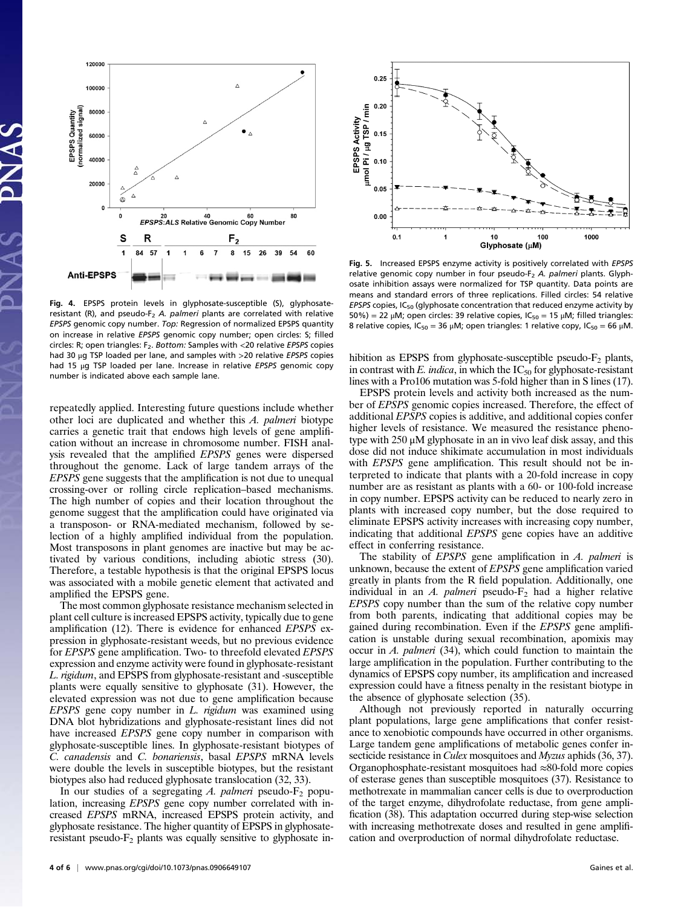Fig. 4. EPSPS protein levels in glyphosate-susceptible (S), glyphosate-resistant (R), and pseudo-$F_2$ *A. palmeri* plants are correlated with relative *EPSPS* genomic copy number. *Top:* Regression of normalized EPSPS quantity on increase in relative *EPSPS* genomic copy number; open circles: S; filled circles: R; open triangles: $F_2$. *Bottom:* Samples with <20 relative *EPSPS* copies had 30 μg TSP loaded per lane, and samples with >20 relative *EPSPS* copies had 15 μg TSP loaded per lane. Increase in relative *EPSPS* genomic copy number is indicated above each sample lane.

Fig. 5. Increased EPSPS enzyme activity is positively correlated with *EPSPS* relative genomic copy number in four pseudo-$F_2$ *A. palmeri* plants. Glyphosate inhibition assays were normalized for TSP quantity. Data points are means and standard errors of three replications. Filled circles: 54 relative *EPSPS* copies, $IC_{50}$ (glyphosate concentration that reduced enzyme activity by 50%) = 22 μM; open circles: 39 relative copies, $IC_{50}$ = 15 μM; filled triangles: 8 relative copies, $IC_{50}$ = 36 μM; open triangles: 1 relative copy, $IC_{50}$ = 66 μM.

repeatedly applied. Interesting future questions include whether other loci are duplicated and whether this *A. palmeri* biotype carries a genetic trait that endows high levels of gene amplification without an increase in chromosome number. FISH analysis revealed that the amplified *EPSPS* genes were dispersed throughout the genome. Lack of large tandem arrays of the *EPSPS* gene suggests that the amplification is not due to unequal crossing-over or rolling circle replication–based mechanisms. The high number of copies and their location throughout the genome suggest that the amplification could have originated via a transposon- or RNA-mediated mechanism, followed by selection of a highly amplified individual from the population. Most transposons in plant genomes are inactive but may be activated by various conditions, including abiotic stress (30). Therefore, a testable hypothesis is that the original EPSPS locus was associated with a mobile genetic element that activated and amplified the EPSPS gene.

The most common glyphosate resistance mechanism selected in plant cell culture is increased EPSPS activity, typically due to gene amplification (12). There is evidence for enhanced *EPSPS* expression in glyphosate-resistant weeds, but no previous evidence for *EPSPS* gene amplification. Two- to threefold elevated *EPSPS* expression and enzyme activity were found in glyphosate-resistant *L. rigidum*, and EPSPS from glyphosate-resistant and -susceptible plants were equally sensitive to glyphosate (31). However, the elevated expression was not due to gene amplification because *EPSPS* gene copy number in *L. rigidum* was examined using DNA blot hybridizations and glyphosate-resistant lines did not have increased *EPSPS* gene copy number in comparison with glyphosate-susceptible lines. In glyphosate-resistant biotypes of *C. canadensis* and *C. bonariensis*, basal *EPSPS* mRNA levels were double the levels in susceptible biotypes, but the resistant biotypes also had reduced glyphosate translocation (32, 33).

In our studies of a segregating *A. palmeri* pseudo-$F_2$ population, increasing *EPSPS* gene copy number correlated with increased *EPSPS* mRNA, increased EPSPS protein activity, and glyphosate resistance. The higher quantity of EPSPS in glyphosate-resistant pseudo-$F_2$ plants was equally sensitive to glyphosate inhibition as EPSPS from glyphosate-susceptible pseudo-$F_2$ plants, in contrast with *E. indica*, in which the $IC_{50}$ for glyphosate-resistant lines with a Pro106 mutation was 5-fold higher than in S lines (17).

EPSPS protein levels and activity both increased as the number of *EPSPS* genomic copies increased. Therefore, the effect of additional *EPSPS* copies is additive, and additional copies confer higher levels of resistance. We measured the resistance phenotype with 250 μM glyphosate in an in vivo leaf disk assay, and this dose did not induce shikimate accumulation in most individuals with *EPSPS* gene amplification. This result should not be interpreted to indicate that plants with a 20-fold increase in copy number are as resistant as plants with a 60- or 100-fold increase in copy number. EPSPS activity can be reduced to nearly zero in plants with increased copy number, but the dose required to eliminate EPSPS activity increases with increasing copy number, indicating that additional *EPSPS* gene copies have an additive effect in conferring resistance.

The stability of *EPSPS* gene amplification in *A. palmeri* is unknown, because the extent of *EPSPS* gene amplification varied greatly in plants from the R field population. Additionally, one individual in an *A. palmeri* pseudo-$F_2$ had a higher relative *EPSPS* copy number than the sum of the relative copy number from both parents, indicating that additional copies may be gained during recombination. Even if the *EPSPS* gene amplification is unstable during sexual recombination, apomixis may occur in *A. palmeri* (34), which could function to maintain the large amplification in the population. Further contributing to the dynamics of EPSPS copy number, its amplification and increased expression could have a fitness penalty in the resistant biotype in the absence of glyphosate selection (35).

Although not previously reported in naturally occurring plant populations, large gene amplifications that confer resistance to xenobiotic compounds have occurred in other organisms. Large tandem gene amplifications of metabolic genes confer insecticide resistance in *Culex* mosquitoes and *Myzus* aphids (36, 37). Organophosphate-resistant mosquitoes had ≈80-fold more copies of esterase genes than susceptible mosquitoes (37). Resistance to methotrexate in mammalian cancer cells is due to overproduction of the target enzyme, dihydrofolate reductase, from gene amplification (38). This adaptation occurred during step-wise selection with increasing methotrexate doses and resulted in gene amplification and overproduction of normal dihydrofolate reductase.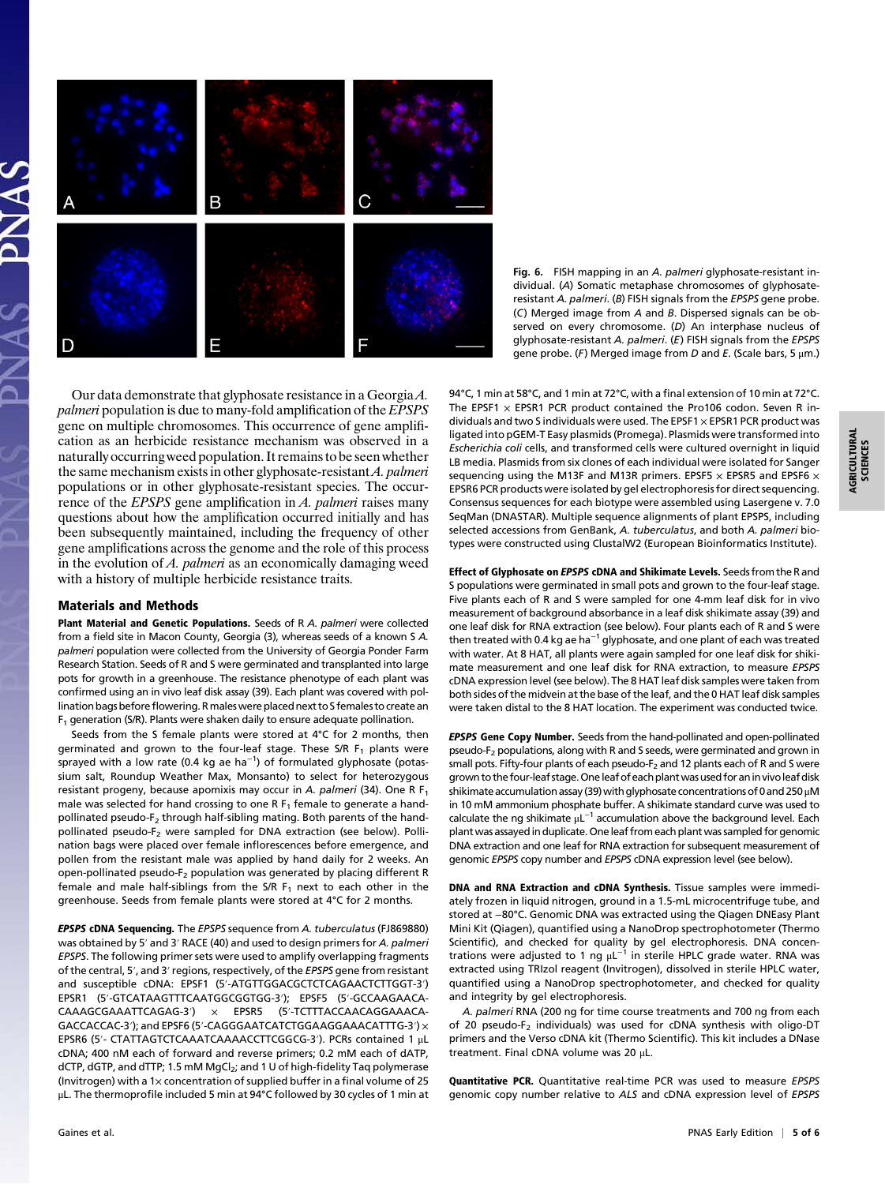Fig. 6. FISH mapping in an *A. palmeri* glyphosate-resistant individual. (*A*) Somatic metaphase chromosomes of glyphosate-resistant *A. palmeri*. (*B*) FISH signals from the *EPSPS* gene probe. (*C*) Merged image from *A* and *B*. Dispersed signals can be observed on every chromosome. (*D*) An interphase nucleus of glyphosate-resistant *A. palmeri*. (*E*) FISH signals from the *EPSPS* gene probe. (*F*) Merged image from *D* and *E*. (Scale bars, 5 μm.)

Our data demonstrate that glyphosate resistance in a Georgia *A. palmeri* population is due to many-fold amplification of the *EPSPS* gene on multiple chromosomes. This occurrence of gene amplification as an herbicide resistance mechanism was observed in a naturally occurring weed population. It remains to be seen whether the same mechanism exists in other glyphosate-resistant *A. palmeri* populations or in other glyphosate-resistant species. The occurrence of the *EPSPS* gene amplification in *A. palmeri* raises many questions about how the amplification occurred initially and has been subsequently maintained, including the frequency of other gene amplifications across the genome and the role of this process in the evolution of *A. palmeri* as an economically damaging weed with a history of multiple herbicide resistance traits.

## Materials and Methods

**Plant Material and Genetic Populations.** Seeds of R *A. palmeri* were collected from a field site in Macon County, Georgia (3), whereas seeds of a known S *A. palmeri* population were collected from the University of Georgia Ponder Farm Research Station. Seeds of R and S were germinated and transplanted into large pots for growth in a greenhouse. The resistance phenotype of each plant was confirmed using an in vivo leaf disk assay (39). Each plant was covered with pollination bags before flowering. R males were placed next to S females to create an $F_1$ generation (S/R). Plants were shaken daily to ensure adequate pollination.

Seeds from the S female plants were stored at 4°C for 2 months, then germinated and grown to the four-leaf stage. These S/R $F_1$ plants were sprayed with a low rate (0.4 kg ae $ha^{-1}$) of formulated glyphosate (potassium salt, Roundup Weather Max, Monsanto) to select for heterozygous resistant progeny, because apomixis may occur in *A. palmeri* (34). One R $F_1$ male was selected for hand crossing to one R $F_1$ female to generate a hand-pollinated pseudo-$F_2$ through half-sibling mating. Both parents of the hand-pollinated pseudo-$F_2$ were sampled for DNA extraction (see below). Pollination bags were placed over female inflorescences before emergence, and pollen from the resistant male was applied by hand daily for 2 weeks. An open-pollinated pseudo-$F_2$ population was generated by placing different R female and male half-siblings from the S/R $F_1$ next to each other in the greenhouse. Seeds from female plants were stored at 4°C for 2 months.

***EPSPS* cDNA Sequencing.** The *EPSPS* sequence from *A. tuberculatus* (FJ869880) was obtained by 5′ and 3′ RACE (40) and used to design primers for *A. palmeri EPSPS*. The following primer sets were used to amplify overlapping fragments of the central, 5′, and 3′ regions, respectively, of the *EPSPS* gene from resistant and susceptible cDNA: EPSF1 (5′-ATGTTGGACGCTCTCAGAACTCTTGGT-3′) EPSR1 (5′-GTCATAAGTTTCAATGGCGGTGG-3′); EPSF5 (5′-GCCAAGAACACAAAGCGAAATTCAGAG-3′) × EPSR5 (5′-TCTTTACCAACAGGAAACAGACCACCAC-3′); and EPSF6 (5′-CAGGGAATCATCTGGAAGGAAACATTTG-3′) × EPSR6 (5′- CTATTAGTCTCAAATCAAAACCTTCGGCG-3′). PCRs contained 1 μL cDNA; 400 nM each of forward and reverse primers; 0.2 mM each of dATP, dCTP, dGTP, and dTTP; 1.5 mM $MgCl_2$; and 1 U of high-fidelity Taq polymerase (Invitrogen) with a 1× concentration of supplied buffer in a final volume of 25 μL. The thermoprofile included 5 min at 94°C followed by 30 cycles of 1 min at 94°C, 1 min at 58°C, and 1 min at 72°C, with a final extension of 10 min at 72°C. The EPSF1 × EPSR1 PCR product contained the Pro106 codon. Seven R individuals and two S individuals were used. The EPSF1 × EPSR1 PCR product was ligated into pGEM-T Easy plasmids (Promega). Plasmids were transformed into *Escherichia coli* cells, and transformed cells were cultured overnight in liquid LB media. Plasmids from six clones of each individual were isolated for Sanger sequencing using the M13F and M13R primers. EPSF5 × EPSR5 and EPSF6 × EPSR6 PCR products were isolated by gel electrophoresis for direct sequencing. Consensus sequences for each biotype were assembled using Lasergene v. 7.0 SeqMan (DNASTAR). Multiple sequence alignments of plant EPSPS, including selected accessions from GenBank, *A. tuberculatus*, and both *A. palmeri* biotypes were constructed using ClustalW2 (European Bioinformatics Institute).

**Effect of Glyphosate on *EPSPS* cDNA and Shikimate Levels.** Seeds from the R and S populations were germinated in small pots and grown to the four-leaf stage. Five plants each of R and S were sampled for one 4-mm leaf disk for in vivo measurement of background absorbance in a leaf disk shikimate assay (39) and one leaf disk for RNA extraction (see below). Four plants each of R and S were then treated with 0.4 kg ae $ha^{-1}$ glyphosate, and one plant of each was treated with water. At 8 HAT, all plants were again sampled for one leaf disk for shikimate measurement and one leaf disk for RNA extraction, to measure *EPSPS* cDNA expression level (see below). The 8 HAT leaf disk samples were taken from both sides of the midvein at the base of the leaf, and the 0 HAT leaf disk samples were taken distal to the 8 HAT location. The experiment was conducted twice.

***EPSPS* Gene Copy Number.** Seeds from the hand-pollinated and open-pollinated pseudo-$F_2$ populations, along with R and S seeds, were germinated and grown in small pots. Fifty-four plants of each pseudo-$F_2$ and 12 plants each of R and S were grown to the four-leaf stage. One leaf of each plant was used for an in vivo leaf disk shikimate accumulation assay (39) with glyphosate concentrations of 0 and 250 μM in 10 mM ammonium phosphate buffer. A shikimate standard curve was used to calculate the ng shikimate $\mu L^{-1}$ accumulation above the background level. Each plant was assayed in duplicate. One leaf from each plant was sampled for genomic DNA extraction and one leaf for RNA extraction for subsequent measurement of genomic *EPSPS* copy number and *EPSPS* cDNA expression level (see below).

**DNA and RNA Extraction and cDNA Synthesis.** Tissue samples were immediately frozen in liquid nitrogen, ground in a 1.5-mL microcentrifuge tube, and stored at −80°C. Genomic DNA was extracted using the Qiagen DNEasy Plant Mini Kit (Qiagen), quantified using a NanoDrop spectrophotometer (Thermo Scientific), and checked for quality by gel electrophoresis. DNA concentrations were adjusted to 1 ng $\mu L^{-1}$ in sterile HPLC grade water. RNA was extracted using TRIzol reagent (Invitrogen), dissolved in sterile HPLC water, quantified using a NanoDrop spectrophotometer, and checked for quality and integrity by gel electrophoresis.

*A. palmeri* RNA (200 ng for time course treatments and 700 ng from each of 20 pseudo-$F_2$ individuals) was used for cDNA synthesis with oligo-DT primers and the Verso cDNA kit (Thermo Scientific). This kit includes a DNase treatment. Final cDNA volume was 20 μL.

**Quantitative PCR.** Quantitative real-time PCR was used to measure *EPSPS* genomic copy number relative to *ALS* and cDNA expression level of *EPSPS*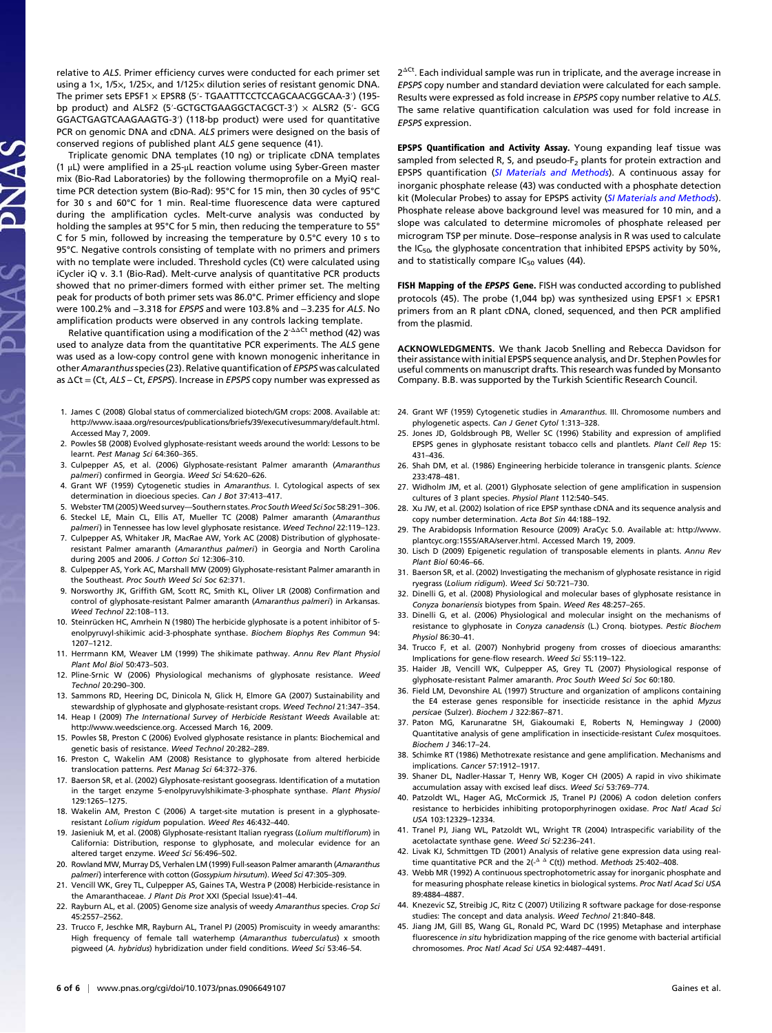relative to *ALS*. Primer efficiency curves were conducted for each primer set using a 1×, 1/5×, 1/25×, and 1/125× dilution series of resistant genomic DNA. The primer sets EPSF1 × EPSR8 (5′- TGAATTTCCTCCAGCAACGGCAA-3′) (195-bp product) and ALSF2 (5′-GCTGCTGAAGGCTACGCT-3′) × ALSR2 (5′- GCG GGACTGAGTCAAGAAGTG-3′) (118-bp product) were used for quantitative PCR on genomic DNA and cDNA. *ALS* primers were designed on the basis of conserved regions of published plant *ALS* gene sequence (41).

Triplicate genomic DNA templates (10 ng) or triplicate cDNA templates (1 μL) were amplified in a 25-μL reaction volume using Syber-Green master mix (Bio-Rad Laboratories) by the following thermoprofile on a MyiQ real-time PCR detection system (Bio-Rad): 95°C for 15 min, then 30 cycles of 95°C for 30 s and 60°C for 1 min. Real-time fluorescence data were captured during the amplification cycles. Melt-curve analysis was conducted by holding the samples at 95°C for 5 min, then reducing the temperature to 55° C for 5 min, followed by increasing the temperature by 0.5°C every 10 s to 95°C. Negative controls consisting of template with no primers and primers with no template were included. Threshold cycles (Ct) were calculated using iCycler iQ v. 3.1 (Bio-Rad). Melt-curve analysis of quantitative PCR products showed that no primer-dimers formed with either primer set. The melting peak for products of both primer sets was 86.0°C. Primer efficiency and slope were 100.2% and −3.318 for *EPSPS* and were 103.8% and −3.235 for *ALS*. No amplification products were observed in any controls lacking template.

Relative quantification using a modification of the $2^{-\Delta\Delta Ct}$ method (42) was used to analyze data from the quantitative PCR experiments. The *ALS* gene was used as a low-copy control gene with known monogenic inheritance in other *Amaranthus* species (23). Relative quantification of *EPSPS* was calculated as ΔCt = (Ct, *ALS* − Ct, *EPSPS*). Increase in *EPSPS* copy number was expressed as $2^{\Delta Ct}$. Each individual sample was run in triplicate, and the average increase in *EPSPS* copy number and standard deviation were calculated for each sample. Results were expressed as fold increase in *EPSPS* copy number relative to *ALS*. The same relative quantification calculation was used for fold increase in *EPSPS* expression.

**EPSPS Quantification and Activity Assay.** Young expanding leaf tissue was sampled from selected R, S, and pseudo-$F_2$ plants for protein extraction and EPSPS quantification (*SI Materials and Methods*). A continuous assay for inorganic phosphate release (43) was conducted with a phosphate detection kit (Molecular Probes) to assay for EPSPS activity (*SI Materials and Methods*). Phosphate release above background level was measured for 10 min, and a slope was calculated to determine micromoles of phosphate released per microgram TSP per minute. Dose–response analysis in R was used to calculate the $IC_{50}$, the glyphosate concentration that inhibited EPSPS activity by 50%, and to statistically compare $IC_{50}$ values (44).

**FISH Mapping of the *EPSPS* Gene.** FISH was conducted according to published protocols (45). The probe (1,044 bp) was synthesized using EPSF1 × EPSR1 primers from an R plant cDNA, cloned, sequenced, and then PCR amplified from the plasmid.

**ACKNOWLEDGMENTS.** We thank Jacob Snelling and Rebecca Davidson for their assistance with initial EPSPS sequence analysis, and Dr. Stephen Powles for useful comments on manuscript drafts. This research was funded by Monsanto Company. B.B. was supported by the Turkish Scientific Research Council.

1. James C (2008) Global status of commercialized biotech/GM crops: 2008. Available at: http://www.isaaa.org/resources/publications/briefs/39/executivesummary/default.html. Accessed May 7, 2009.
2. Powles SB (2008) Evolved glyphosate-resistant weeds around the world: Lessons to be learnt. *Pest Manag Sci* 64:360–365.
3. Culpepper AS, et al. (2006) Glyphosate-resistant Palmer amaranth (*Amaranthus palmeri*) confirmed in Georgia. *Weed Sci* 54:620–626.
4. Grant WF (1959) Cytogenetic studies in *Amaranthus*. I. Cytological aspects of sex determination in dioecious species. *Can J Bot* 37:413–417.
5. Webster TM (2005) Weed survey—Southern states. *Proc South Weed Sci Soc* 58:291–306.
6. Steckel LE, Main CL, Ellis AT, Mueller TC (2008) Palmer amaranth (*Amaranthus palmeri*) in Tennessee has low level glyphosate resistance. *Weed Technol* 22:119–123.
7. Culpepper AS, Whitaker JR, MacRae AW, York AC (2008) Distribution of glyphosate-resistant Palmer amaranth (*Amaranthus palmeri*) in Georgia and North Carolina during 2005 and 2006. *J Cotton Sci* 12:306–310.
8. Culpepper AS, York AC, Marshall MW (2009) Glyphosate-resistant Palmer amaranth in the Southeast. *Proc South Weed Sci Soc* 62:371.
9. Norsworthy JK, Griffith GM, Scott RC, Smith KL, Oliver LR (2008) Confirmation and control of glyphosate-resistant Palmer amaranth (*Amaranthus palmeri*) in Arkansas. *Weed Technol* 22:108–113.
10. Steinrücken HC, Amrhein N (1980) The herbicide glyphosate is a potent inhibitor of 5-enolpyruvyl-shikimic acid-3-phosphate synthase. *Biochem Biophys Res Commun* 94: 1207–1212.
11. Herrmann KM, Weaver LM (1999) The shikimate pathway. *Annu Rev Plant Physiol Plant Mol Biol* 50:473–503.
12. Pline-Srnic W (2006) Physiological mechanisms of glyphosate resistance. *Weed Technol* 20:290–300.
13. Sammons RD, Heering DC, Dinicola N, Glick H, Elmore GA (2007) Sustainability and stewardship of glyphosate and glyphosate-resistant crops. *Weed Technol* 21:347–354.
14. Heap I (2009) *The International Survey of Herbicide Resistant Weeds* Available at: http://www.weedscience.org. Accessed March 16, 2009.
15. Powles SB, Preston C (2006) Evolved glyphosate resistance in plants: Biochemical and genetic basis of resistance. *Weed Technol* 20:282–289.
16. Preston C, Wakelin AM (2008) Resistance to glyphosate from altered herbicide translocation patterns. *Pest Manag Sci* 64:372–376.
17. Baerson SR, et al. (2002) Glyphosate-resistant goosegrass. Identification of a mutation in the target enzyme 5-enolpyruvylshikimate-3-phosphate synthase. *Plant Physiol* 129:1265–1275.
18. Wakelin AM, Preston C (2006) A target-site mutation is present in a glyphosate-resistant *Lolium rigidum* population. *Weed Res* 46:432–440.
19. Jasieniuk M, et al. (2008) Glyphosate-resistant Italian ryegrass (*Lolium multiflorum*) in California: Distribution, response to glyphosate, and molecular evidence for an altered target enzyme. *Weed Sci* 56:496–502.
20. Rowland MW, Murray DS, Verhalen LM (1999) Full-season Palmer amaranth (*Amaranthus palmeri*) interference with cotton (*Gossypium hirsutum*). *Weed Sci* 47:305–309.
21. Vencill WK, Grey TL, Culpepper AS, Gaines TA, Westra P (2008) Herbicide-resistance in the Amaranthaceae. *J Plant Dis Prot* XXI (Special Issue):41–44.
22. Rayburn AL, et al. (2005) Genome size analysis of weedy *Amaranthus* species. *Crop Sci* 45:2557–2562.
23. Trucco F, Jeschke MR, Rayburn AL, Tranel PJ (2005) Promiscuity in weedy amaranths: High frequency of female tall waterhemp (*Amaranthus tuberculatus*) x smooth pigweed (*A. hybridus*) hybridization under field conditions. *Weed Sci* 53:46–54.
24. Grant WF (1959) Cytogenetic studies in *Amaranthus*. III. Chromosome numbers and phylogenetic aspects. *Can J Genet Cytol* 1:313–328.
25. Jones JD, Goldsbrough PB, Weller SC (1996) Stability and expression of amplified EPSPS genes in glyphosate resistant tobacco cells and plantlets. *Plant Cell Rep* 15: 431–436.
26. Shah DM, et al. (1986) Engineering herbicide tolerance in transgenic plants. *Science* 233:478–481.
27. Widholm JM, et al. (2001) Glyphosate selection of gene amplification in suspension cultures of 3 plant species. *Physiol Plant* 112:540–545.
28. Xu JW, et al. (2002) Isolation of rice EPSP synthase cDNA and its sequence analysis and copy number determination. *Acta Bot Sin* 44:188–192.
29. The Arabidopsis Information Resource (2009) AraCyc 5.0. Available at: http://www.plantcyc.org:1555/ARA/server.html. Accessed March 19, 2009.
30. Lisch D (2009) Epigenetic regulation of transposable elements in plants. *Annu Rev Plant Biol* 60:46–66.
31. Baerson SR, et al. (2002) Investigating the mechanism of glyphosate resistance in rigid ryegrass (*Lolium ridigum*). *Weed Sci* 50:721–730.
32. Dinelli G, et al. (2008) Physiological and molecular bases of glyphosate resistance in *Conyza bonariensis* biotypes from Spain. *Weed Res* 48:257–265.
33. Dinelli G, et al. (2006) Physiological and molecular insight on the mechanisms of resistance to glyphosate in *Conyza canadensis* (L.) Cronq. biotypes. *Pestic Biochem Physiol* 86:30–41.
34. Trucco F, et al. (2007) Nonhybrid progeny from crosses of dioecious amaranths: Implications for gene-flow research. *Weed Sci* 55:119–122.
35. Haider JB, Vencill WK, Culpepper AS, Grey TL (2007) Physiological response of glyphosate-resistant Palmer amaranth. *Proc South Weed Sci Soc* 60:180.
36. Field LM, Devonshire AL (1997) Structure and organization of amplicons containing the E4 esterase genes responsible for insecticide resistance in the aphid *Myzus persicae* (Sulzer). *Biochem J* 322:867–871.
37. Paton MG, Karunaratne SH, Giakoumaki E, Roberts N, Hemingway J (2000) Quantitative analysis of gene amplification in insecticide-resistant *Culex* mosquitoes. *Biochem J* 346:17–24.
38. Schimke RT (1986) Methotrexate resistance and gene amplification. Mechanisms and implications. *Cancer* 57:1912–1917.
39. Shaner DL, Nadler-Hassar T, Henry WB, Koger CH (2005) A rapid in vivo shikimate accumulation assay with excised leaf discs. *Weed Sci* 53:769–774.
40. Patzoldt WL, Hager AG, McCormick JS, Tranel PJ (2006) A codon deletion confers resistance to herbicides inhibiting protoporphyrinogen oxidase. *Proc Natl Acad Sci USA* 103:12329–12334.
41. Tranel PJ, Jiang WL, Patzoldt WL, Wright TR (2004) Intraspecific variability of the acetolactate synthase gene. *Weed Sci* 52:236–241.
42. Livak KJ, Schmittgen TD (2001) Analysis of relative gene expression data using real-time quantitative PCR and the $2(-\Delta\Delta C(t))$ method. *Methods* 25:402–408.
43. Webb MR (1992) A continuous spectrophotometric assay for inorganic phosphate and for measuring phosphate release kinetics in biological systems. *Proc Natl Acad Sci USA* 89:4884–4887.
44. Knezevic SZ, Streibig JC, Ritz C (2007) Utilizing R software package for dose-response studies: The concept and data analysis. *Weed Technol* 21:840–848.
45. Jiang JM, Gill BS, Wang GL, Ronald PC, Ward DC (1995) Metaphase and interphase fluorescence *in situ* hybridization mapping of the rice genome with bacterial artificial chromosomes. *Proc Natl Acad Sci USA* 92:4487–4491.